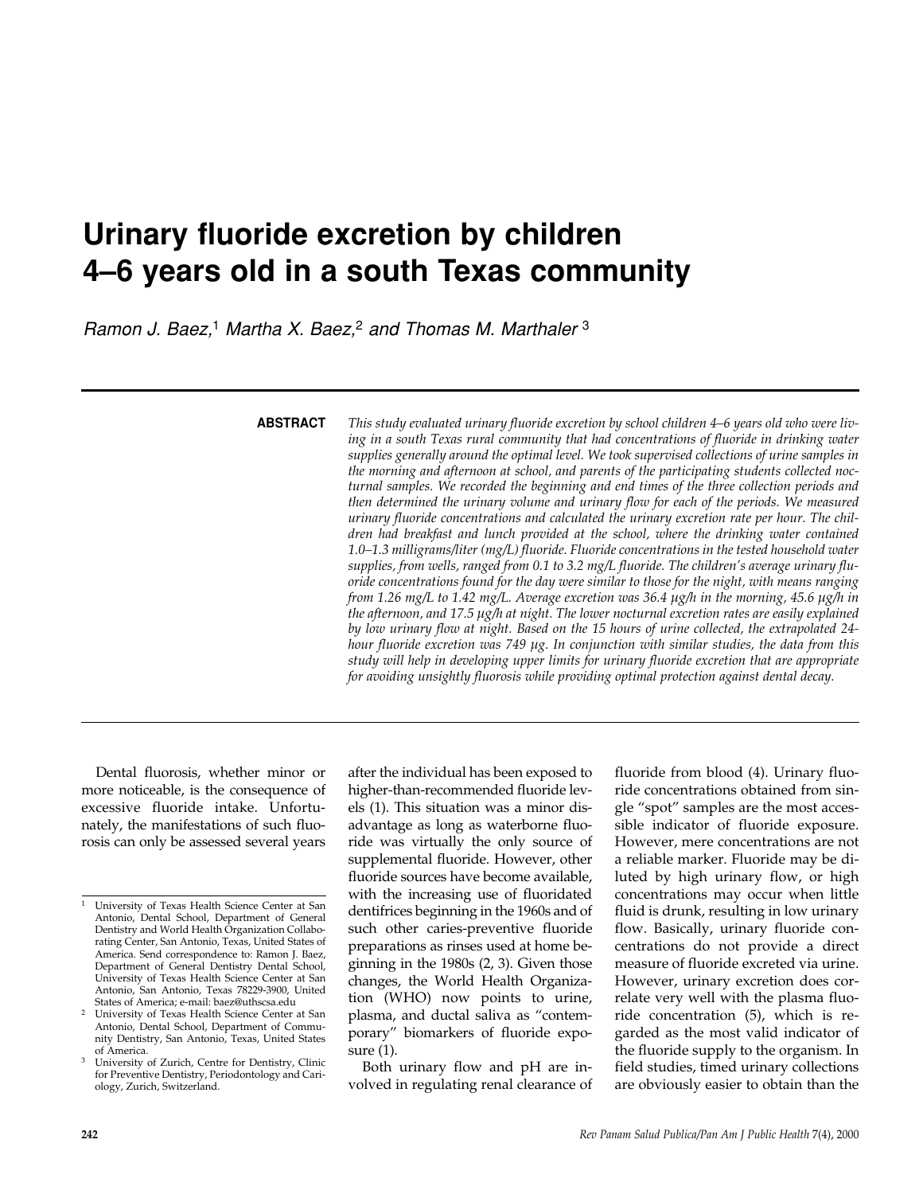# Urinary fluoride excretion by children 4–6 years old in a south Texas community

*Ramon J. Baez,[1] Martha X. Baez,[2] and Thomas M. Marthaler[3]*

**ABSTRACT**

*This study evaluated urinary fluoride excretion by school children 4–6 years old who were living in a south Texas rural community that had concentrations of fluoride in drinking water supplies generally around the optimal level. We took supervised collections of urine samples in the morning and afternoon at school, and parents of the participating students collected nocturnal samples. We recorded the beginning and end times of the three collection periods and then determined the urinary volume and urinary flow for each of the periods. We measured urinary fluoride concentrations and calculated the urinary excretion rate per hour. The children had breakfast and lunch provided at the school, where the drinking water contained 1.0–1.3 milligrams/liter (mg/L) fluoride. Fluoride concentrations in the tested household water supplies, from wells, ranged from 0.1 to 3.2 mg/L fluoride. The children's average urinary fluoride concentrations found for the day were similar to those for the night, with means ranging from 1.26 mg/L to 1.42 mg/L. Average excretion was 36.4 µg/h in the morning, 45.6 µg/h in the afternoon, and 17.5 µg/h at night. The lower nocturnal excretion rates are easily explained by low urinary flow at night. Based on the 15 hours of urine collected, the extrapolated 24-hour fluoride excretion was 749 µg. In conjunction with similar studies, the data from this study will help in developing upper limits for urinary fluoride excretion that are appropriate for avoiding unsightly fluorosis while providing optimal protection against dental decay.*

---

Dental fluorosis, whether minor or more noticeable, is the consequence of excessive fluoride intake. Unfortunately, the manifestations of such fluorosis can only be assessed several years after the individual has been exposed to higher-than-recommended fluoride levels (1). This situation was a minor disadvantage as long as waterborne fluoride was virtually the only source of supplemental fluoride. However, other fluoride sources have become available, with the increasing use of fluoridated dentifrices beginning in the 1960s and of such other caries-preventive fluoride preparations as rinses used at home beginning in the 1980s (2, 3). Given those changes, the World Health Organization (WHO) now points to urine, plasma, and ductal saliva as "contemporary" biomarkers of fluoride exposure (1).

Both urinary flow and pH are involved in regulating renal clearance of fluoride from blood (4). Urinary fluoride concentrations obtained from single "spot" samples are the most accessible indicator of fluoride exposure. However, mere concentrations are not a reliable marker. Fluoride may be diluted by high urinary flow, or high concentrations may occur when little fluid is drunk, resulting in low urinary flow. Basically, urinary fluoride concentrations do not provide a direct measure of fluoride excreted via urine. However, urinary excretion does correlate very well with the plasma fluoride concentration (5), which is regarded as the most valid indicator of the fluoride supply to the organism. In field studies, timed urinary collections are obviously easier to obtain than the

---

[1] University of Texas Health Science Center at San Antonio, Dental School, Department of General Dentistry and World Health Organization Collaborating Center, San Antonio, Texas, United States of America. Send correspondence to: Ramon J. Baez, Department of General Dentistry Dental School, University of Texas Health Science Center at San Antonio, San Antonio, Texas 78229-3900, United States of America; e-mail: baez@uthscsa.edu

[2] University of Texas Health Science Center at San Antonio, Dental School, Department of Community Dentistry, San Antonio, Texas, United States of America.

[3] University of Zurich, Centre for Dentistry, Clinic for Preventive Dentistry, Periodontology and Cariology, Zurich, Switzerland.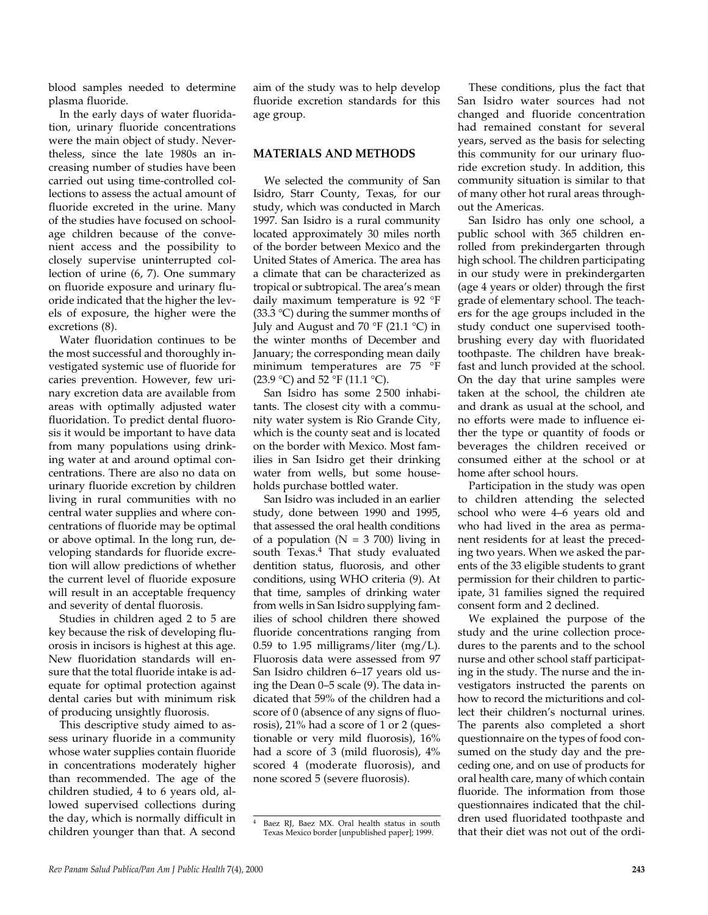blood samples needed to determine plasma fluoride.

In the early days of water fluoridation, urinary fluoride concentrations were the main object of study. Nevertheless, since the late 1980s an increasing number of studies have been carried out using time-controlled collections to assess the actual amount of fluoride excreted in the urine. Many of the studies have focused on school-age children because of the convenient access and the possibility to closely supervise uninterrupted collection of urine (6, 7). One summary on fluoride exposure and urinary fluoride indicated that the higher the levels of exposure, the higher were the excretions (8).

Water fluoridation continues to be the most successful and thoroughly investigated systemic use of fluoride for caries prevention. However, few urinary excretion data are available from areas with optimally adjusted water fluoridation. To predict dental fluorosis it would be important to have data from many populations using drinking water at and around optimal concentrations. There are also no data on urinary fluoride excretion by children living in rural communities with no central water supplies and where concentrations of fluoride may be optimal or above optimal. In the long run, developing standards for fluoride excretion will allow predictions of whether the current level of fluoride exposure will result in an acceptable frequency and severity of dental fluorosis.

Studies in children aged 2 to 5 are key because the risk of developing fluorosis in incisors is highest at this age. New fluoridation standards will ensure that the total fluoride intake is adequate for optimal protection against dental caries but with minimum risk of producing unsightly fluorosis.

This descriptive study aimed to assess urinary fluoride in a community whose water supplies contain fluoride in concentrations moderately higher than recommended. The age of the children studied, 4 to 6 years old, allowed supervised collections during the day, which is normally difficult in children younger than that. A second aim of the study was to help develop fluoride excretion standards for this age group.

## MATERIALS AND METHODS

We selected the community of San Isidro, Starr County, Texas, for our study, which was conducted in March 1997. San Isidro is a rural community located approximately 30 miles north of the border between Mexico and the United States of America. The area has a climate that can be characterized as tropical or subtropical. The area's mean daily maximum temperature is 92 °F (33.3 °C) during the summer months of July and August and 70 °F (21.1 °C) in the winter months of December and January; the corresponding mean daily minimum temperatures are 75 °F (23.9 °C) and 52 °F (11.1 °C).

San Isidro has some 2 500 inhabitants. The closest city with a community water system is Rio Grande City, which is the county seat and is located on the border with Mexico. Most families in San Isidro get their drinking water from wells, but some households purchase bottled water.

San Isidro was included in an earlier study, done between 1990 and 1995, that assessed the oral health conditions of a population (N = 3 700) living in south Texas.[4] That study evaluated dentition status, fluorosis, and other conditions, using WHO criteria (9). At that time, samples of drinking water from wells in San Isidro supplying families of school children there showed fluoride concentrations ranging from 0.59 to 1.95 milligrams/liter (mg/L). Fluorosis data were assessed from 97 San Isidro children 6–17 years old using the Dean 0–5 scale (9). The data indicated that 59% of the children had a score of 0 (absence of any signs of fluorosis), 21% had a score of 1 or 2 (questionable or very mild fluorosis), 16% had a score of 3 (mild fluorosis), 4% scored 4 (moderate fluorosis), and none scored 5 (severe fluorosis).

These conditions, plus the fact that San Isidro water sources had not changed and fluoride concentration had remained constant for several years, served as the basis for selecting this community for our urinary fluoride excretion study. In addition, this community situation is similar to that of many other hot rural areas throughout the Americas.

San Isidro has only one school, a public school with 365 children enrolled from prekindergarten through high school. The children participating in our study were in prekindergarten (age 4 years or older) through the first grade of elementary school. The teachers for the age groups included in the study conduct one supervised toothbrushing every day with fluoridated toothpaste. The children have breakfast and lunch provided at the school. On the day that urine samples were taken at the school, the children ate and drank as usual at the school, and no efforts were made to influence either the type or quantity of foods or beverages the children received or consumed either at the school or at home after school hours.

Participation in the study was open to children attending the selected school who were 4–6 years old and who had lived in the area as permanent residents for at least the preceding two years. When we asked the parents of the 33 eligible students to grant permission for their children to participate, 31 families signed the required consent form and 2 declined.

We explained the purpose of the study and the urine collection procedures to the parents and to the school nurse and other school staff participating in the study. The nurse and the investigators instructed the parents on how to record the micturitions and collect their children's nocturnal urines. The parents also completed a short questionnaire on the types of food consumed on the study day and the preceding one, and on use of products for oral health care, many of which contain fluoride. The information from those questionnaires indicated that the children used fluoridated toothpaste and that their diet was not out of the ordi-

[4] Baez RJ, Baez MX. Oral health status in south Texas Mexico border [unpublished paper]; 1999.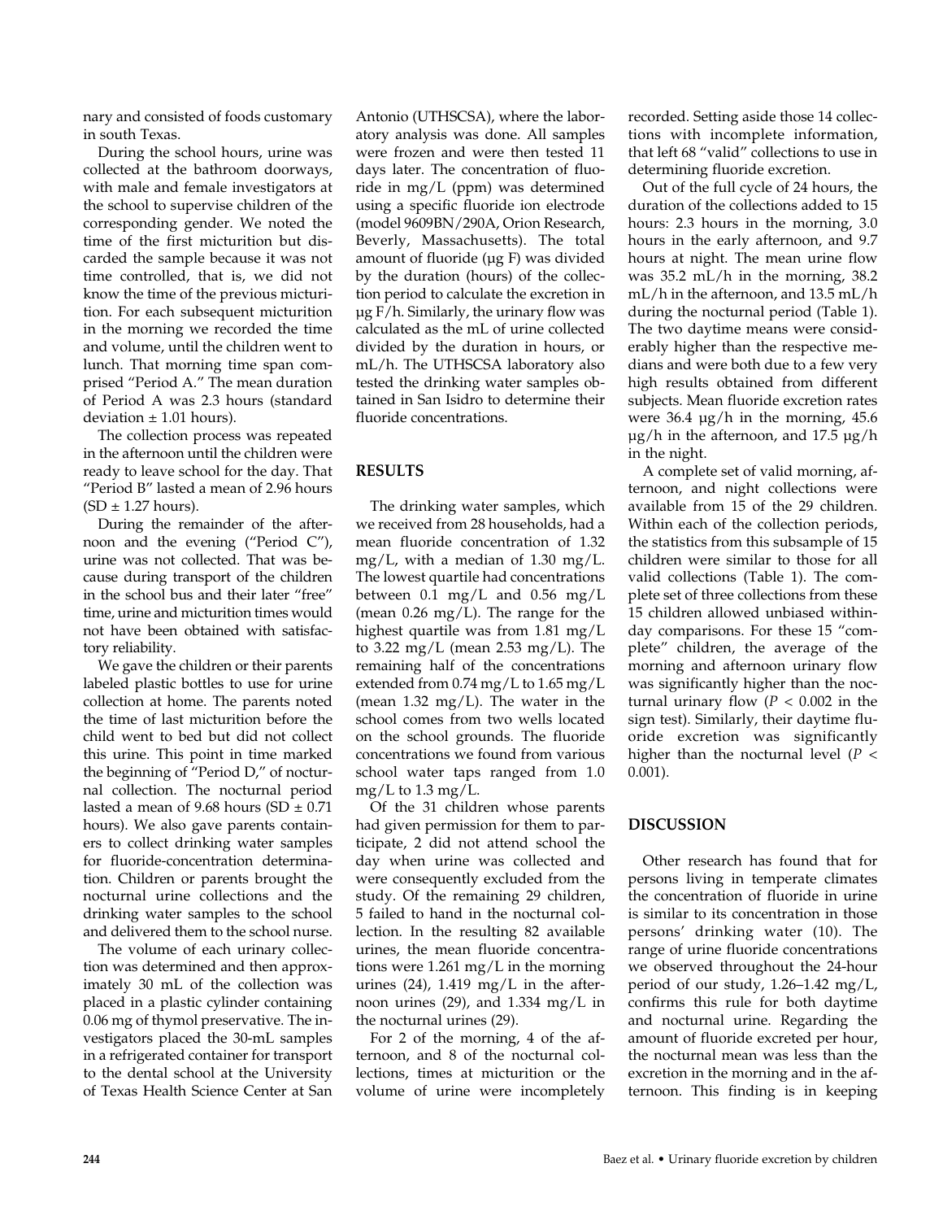nary and consisted of foods customary in south Texas.

During the school hours, urine was collected at the bathroom doorways, with male and female investigators at the school to supervise children of the corresponding gender. We noted the time of the first micturition but discarded the sample because it was not time controlled, that is, we did not know the time of the previous micturition. For each subsequent micturition in the morning we recorded the time and volume, until the children went to lunch. That morning time span comprised "Period A." The mean duration of Period A was 2.3 hours (standard deviation ± 1.01 hours).

The collection process was repeated in the afternoon until the children were ready to leave school for the day. That "Period B" lasted a mean of 2.96 hours (SD ± 1.27 hours).

During the remainder of the afternoon and the evening ("Period C"), urine was not collected. That was because during transport of the children in the school bus and their later "free" time, urine and micturition times would not have been obtained with satisfactory reliability.

We gave the children or their parents labeled plastic bottles to use for urine collection at home. The parents noted the time of last micturition before the child went to bed but did not collect this urine. This point in time marked the beginning of "Period D," of nocturnal collection. The nocturnal period lasted a mean of 9.68 hours (SD ± 0.71 hours). We also gave parents containers to collect drinking water samples for fluoride-concentration determination. Children or parents brought the nocturnal urine collections and the drinking water samples to the school and delivered them to the school nurse.

The volume of each urinary collection was determined and then approximately 30 mL of the collection was placed in a plastic cylinder containing 0.06 mg of thymol preservative. The investigators placed the 30-mL samples in a refrigerated container for transport to the dental school at the University of Texas Health Science Center at San Antonio (UTHSCSA), where the laboratory analysis was done. All samples were frozen and were then tested 11 days later. The concentration of fluoride in mg/L (ppm) was determined using a specific fluoride ion electrode (model 9609BN/290A, Orion Research, Beverly, Massachusetts). The total amount of fluoride (µg F) was divided by the duration (hours) of the collection period to calculate the excretion in µg F/h. Similarly, the urinary flow was calculated as the mL of urine collected divided by the duration in hours, or mL/h. The UTHSCSA laboratory also tested the drinking water samples obtained in San Isidro to determine their fluoride concentrations.

## RESULTS

The drinking water samples, which we received from 28 households, had a mean fluoride concentration of 1.32 mg/L, with a median of 1.30 mg/L. The lowest quartile had concentrations between 0.1 mg/L and 0.56 mg/L (mean 0.26 mg/L). The range for the highest quartile was from 1.81 mg/L to 3.22 mg/L (mean 2.53 mg/L). The remaining half of the concentrations extended from 0.74 mg/L to 1.65 mg/L (mean 1.32 mg/L). The water in the school comes from two wells located on the school grounds. The fluoride concentrations we found from various school water taps ranged from 1.0 mg/L to 1.3 mg/L.

Of the 31 children whose parents had given permission for them to participate, 2 did not attend school the day when urine was collected and were consequently excluded from the study. Of the remaining 29 children, 5 failed to hand in the nocturnal collection. In the resulting 82 available urines, the mean fluoride concentrations were 1.261 mg/L in the morning urines (24), 1.419 mg/L in the afternoon urines (29), and 1.334 mg/L in the nocturnal urines (29).

For 2 of the morning, 4 of the afternoon, and 8 of the nocturnal collections, times at micturition or the volume of urine were incompletely recorded. Setting aside those 14 collections with incomplete information, that left 68 "valid" collections to use in determining fluoride excretion.

Out of the full cycle of 24 hours, the duration of the collections added to 15 hours: 2.3 hours in the morning, 3.0 hours in the early afternoon, and 9.7 hours at night. The mean urine flow was 35.2 mL/h in the morning, 38.2 mL/h in the afternoon, and 13.5 mL/h during the nocturnal period (Table 1). The two daytime means were considerably higher than the respective medians and were both due to a few very high results obtained from different subjects. Mean fluoride excretion rates were 36.4 µg/h in the morning, 45.6 µg/h in the afternoon, and 17.5 µg/h in the night.

A complete set of valid morning, afternoon, and night collections were available from 15 of the 29 children. Within each of the collection periods, the statistics from this subsample of 15 children were similar to those for all valid collections (Table 1). The complete set of three collections from these 15 children allowed unbiased within-day comparisons. For these 15 "complete" children, the average of the morning and afternoon urinary flow was significantly higher than the nocturnal urinary flow ($P < 0.002$ in the sign test). Similarly, their daytime fluoride excretion was significantly higher than the nocturnal level ($P < 0.001$).

## DISCUSSION

Other research has found that for persons living in temperate climates the concentration of fluoride in urine is similar to its concentration in those persons' drinking water (10). The range of urine fluoride concentrations we observed throughout the 24-hour period of our study, 1.26–1.42 mg/L, confirms this rule for both daytime and nocturnal urine. Regarding the amount of fluoride excreted per hour, the nocturnal mean was less than the excretion in the morning and in the afternoon. This finding is in keeping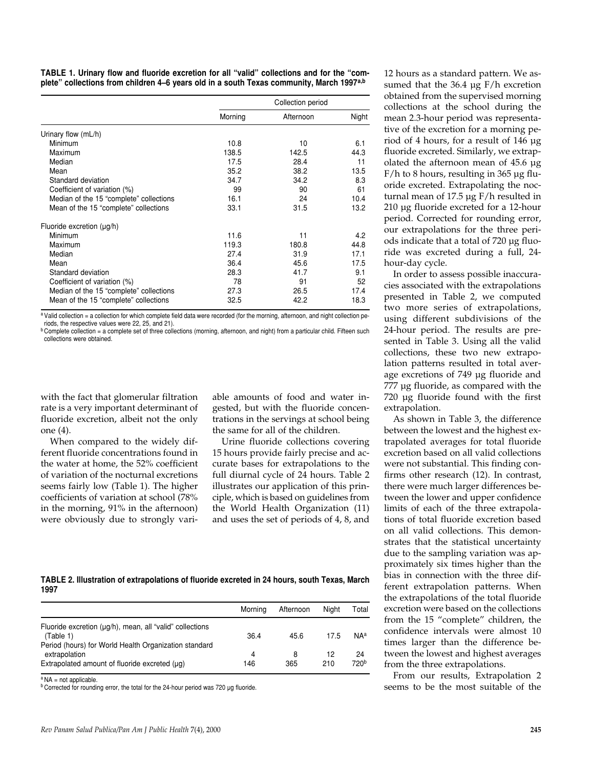**TABLE 1. Urinary flow and fluoride excretion for all "valid" collections and for the "complete" collections from children 4–6 years old in a south Texas community, March 1997[a,b]**

| | Collection period | | |
|---|---|---|---|
| | Morning | Afternoon | Night |
| Urinary flow (mL/h) | | | |
| Minimum | 10.8 | 10 | 6.1 |
| Maximum | 138.5 | 142.5 | 44.3 |
| Median | 17.5 | 28.4 | 11 |
| Mean | 35.2 | 38.2 | 13.5 |
| Standard deviation | 34.7 | 34.2 | 8.3 |
| Coefficient of variation (%) | 99 | 90 | 61 |
| Median of the 15 "complete" collections | 16.1 | 24 | 10.4 |
| Mean of the 15 "complete" collections | 33.1 | 31.5 | 13.2 |
| Fluoride excretion (µg/h) | | | |
| Minimum | 11.6 | 11 | 4.2 |
| Maximum | 119.3 | 180.8 | 44.8 |
| Median | 27.4 | 31.9 | 17.1 |
| Mean | 36.4 | 45.6 | 17.5 |
| Standard deviation | 28.3 | 41.7 | 9.1 |
| Coefficient of variation (%) | 78 | 91 | 52 |
| Median of the 15 "complete" collections | 27.3 | 26.5 | 17.4 |
| Mean of the 15 "complete" collections | 32.5 | 42.2 | 18.3 |

[a] Valid collection = a collection for which complete field data were recorded (for the morning, afternoon, and night collection periods, the respective values were 22, 25, and 21).

[b] Complete collection = a complete set of three collections (morning, afternoon, and night) from a particular child. Fifteen such collections were obtained.

with the fact that glomerular filtration rate is a very important determinant of fluoride excretion, albeit not the only one (4).

When compared to the widely different fluoride concentrations found in the water at home, the 52% coefficient of variation of the nocturnal excretions seems fairly low (Table 1). The higher coefficients of variation at school (78% in the morning, 91% in the afternoon) were obviously due to strongly variable amounts of food and water ingested, but with the fluoride concentrations in the servings at school being the same for all of the children.

Urine fluoride collections covering 15 hours provide fairly precise and accurate bases for extrapolations to the full diurnal cycle of 24 hours. Table 2 illustrates our application of this principle, which is based on guidelines from the World Health Organization (11) and uses the set of periods of 4, 8, and 12 hours as a standard pattern. We assumed that the 36.4 µg F/h excretion obtained from the supervised morning collections at the school during the mean 2.3-hour period was representative of the excretion for a morning period of 4 hours, for a result of 146 µg fluoride excreted. Similarly, we extrapolated the afternoon mean of 45.6 µg F/h to 8 hours, resulting in 365 µg fluoride excreted. Extrapolating the nocturnal mean of 17.5 µg F/h resulted in 210 µg fluoride excreted for a 12-hour period. Corrected for rounding error, our extrapolations for the three periods indicate that a total of 720 µg fluoride was excreted during a full, 24-hour-day cycle.

In order to assess possible inaccuracies associated with the extrapolations presented in Table 2, we computed two more series of extrapolations, using different subdivisions of the 24-hour period. The results are presented in Table 3. Using all the valid collections, these two new extrapolation patterns resulted in total average excretions of 749 µg fluoride and 777 µg fluoride, as compared with the 720 µg fluoride found with the first extrapolation.

As shown in Table 3, the difference between the lowest and the highest extrapolated averages for total fluoride excretion based on all valid collections were not substantial. This finding confirms other research (12). In contrast, there were much larger differences between the lower and upper confidence limits of each of the three extrapolations of total fluoride excretion based on all valid collections. This demonstrates that the statistical uncertainty due to the sampling variation was approximately six times higher than the bias in connection with the three different extrapolation patterns. When the extrapolations of the total fluoride excretion were based on the collections from the 15 "complete" children, the confidence intervals were almost 10 times larger than the difference between the lowest and highest averages from the three extrapolations.

From our results, Extrapolation 2 seems to be the most suitable of the

**TABLE 2. Illustration of extrapolations of fluoride excreted in 24 hours, south Texas, March 1997**

| | Morning | Afternoon | Night | Total |
|---|---|---|---|---|
| Fluoride excretion (µg/h), mean, all "valid" collections (Table 1) | 36.4 | 45.6 | 17.5 | NA[a] |
| Period (hours) for World Health Organization standard extrapolation | 4 | 8 | 12 | 24 |
| Extrapolated amount of fluoride excreted (µg) | 146 | 365 | 210 | 720[b] |

[a] NA = not applicable.

[b] Corrected for rounding error, the total for the 24-hour period was 720 µg fluoride.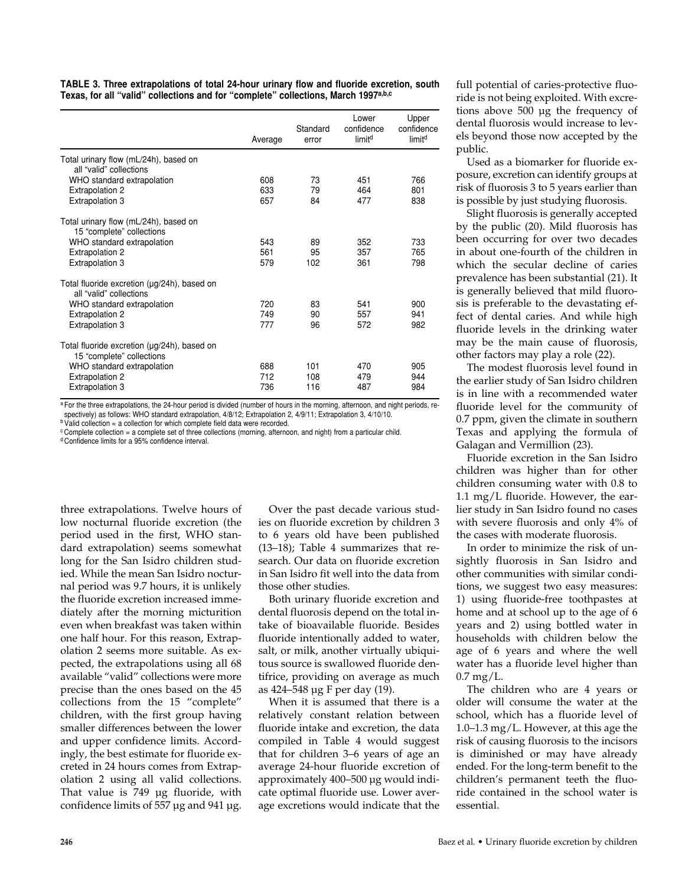**TABLE 3. Three extrapolations of total 24-hour urinary flow and fluoride excretion, south Texas, for all "valid" collections and for "complete" collections, March 1997[a,b,c]**

| | Average | Standard error | Lower confidence limit[d] | Upper confidence limit[d] |
|---|---|---|---|---|
| Total urinary flow (mL/24h), based on all "valid" collections | | | | |
| WHO standard extrapolation | 608 | 73 | 451 | 766 |
| Extrapolation 2 | 633 | 79 | 464 | 801 |
| Extrapolation 3 | 657 | 84 | 477 | 838 |
| Total urinary flow (mL/24h), based on 15 "complete" collections | | | | |
| WHO standard extrapolation | 543 | 89 | 352 | 733 |
| Extrapolation 2 | 561 | 95 | 357 | 765 |
| Extrapolation 3 | 579 | 102 | 361 | 798 |
| Total fluoride excretion (µg/24h), based on all "valid" collections | | | | |
| WHO standard extrapolation | 720 | 83 | 541 | 900 |
| Extrapolation 2 | 749 | 90 | 557 | 941 |
| Extrapolation 3 | 777 | 96 | 572 | 982 |
| Total fluoride excretion (µg/24h), based on 15 "complete" collections | | | | |
| WHO standard extrapolation | 688 | 101 | 470 | 905 |
| Extrapolation 2 | 712 | 108 | 479 | 944 |
| Extrapolation 3 | 736 | 116 | 487 | 984 |

[a] For the three extrapolations, the 24-hour period is divided (number of hours in the morning, afternoon, and night periods, respectively) as follows: WHO standard extrapolation, 4/8/12; Extrapolation 2, 4/9/11; Extrapolation 3, 4/10/10.

[b] Valid collection = a collection for which complete field data were recorded.

[c] Complete collection = a complete set of three collections (morning, afternoon, and night) from a particular child.

[d] Confidence limits for a 95% confidence interval.

three extrapolations. Twelve hours of low nocturnal fluoride excretion (the period used in the first, WHO standard extrapolation) seems somewhat long for the San Isidro children studied. While the mean San Isidro nocturnal period was 9.7 hours, it is unlikely the fluoride excretion increased immediately after the morning micturition even when breakfast was taken within one half hour. For this reason, Extrapolation 2 seems more suitable. As expected, the extrapolations using all 68 available "valid" collections were more precise than the ones based on the 45 collections from the 15 "complete" children, with the first group having smaller differences between the lower and upper confidence limits. Accordingly, the best estimate for fluoride excreted in 24 hours comes from Extrapolation 2 using all valid collections. That value is 749 µg fluoride, with confidence limits of 557 µg and 941 µg.

Over the past decade various studies on fluoride excretion by children 3 to 6 years old have been published (13–18); Table 4 summarizes that research. Our data on fluoride excretion in San Isidro fit well into the data from those other studies.

Both urinary fluoride excretion and dental fluorosis depend on the total intake of bioavailable fluoride. Besides fluoride intentionally added to water, salt, or milk, another virtually ubiquitous source is swallowed fluoride dentifrice, providing on average as much as 424–548 µg F per day (19).

When it is assumed that there is a relatively constant relation between fluoride intake and excretion, the data compiled in Table 4 would suggest that for children 3–6 years of age an average 24-hour fluoride excretion of approximately 400–500 µg would indicate optimal fluoride use. Lower average excretions would indicate that the full potential of caries-protective fluoride is not being exploited. With excretions above 500 µg the frequency of dental fluorosis would increase to levels beyond those now accepted by the public.

Used as a biomarker for fluoride exposure, excretion can identify groups at risk of fluorosis 3 to 5 years earlier than is possible by just studying fluorosis.

Slight fluorosis is generally accepted by the public (20). Mild fluorosis has been occurring for over two decades in about one-fourth of the children in which the secular decline of caries prevalence has been substantial (21). It is generally believed that mild fluorosis is preferable to the devastating effect of dental caries. And while high fluoride levels in the drinking water may be the main cause of fluorosis, other factors may play a role (22).

The modest fluorosis level found in the earlier study of San Isidro children is in line with a recommended water fluoride level for the community of 0.7 ppm, given the climate in southern Texas and applying the formula of Galagan and Vermillion (23).

Fluoride excretion in the San Isidro children was higher than for other children consuming water with 0.8 to 1.1 mg/L fluoride. However, the earlier study in San Isidro found no cases with severe fluorosis and only 4% of the cases with moderate fluorosis.

In order to minimize the risk of unsightly fluorosis in San Isidro and other communities with similar conditions, we suggest two easy measures: 1) using fluoride-free toothpastes at home and at school up to the age of 6 years and 2) using bottled water in households with children below the age of 6 years and where the well water has a fluoride level higher than 0.7 mg/L.

The children who are 4 years or older will consume the water at the school, which has a fluoride level of 1.0–1.3 mg/L. However, at this age the risk of causing fluorosis to the incisors is diminished or may have already ended. For the long-term benefit to the children's permanent teeth the fluoride contained in the school water is essential.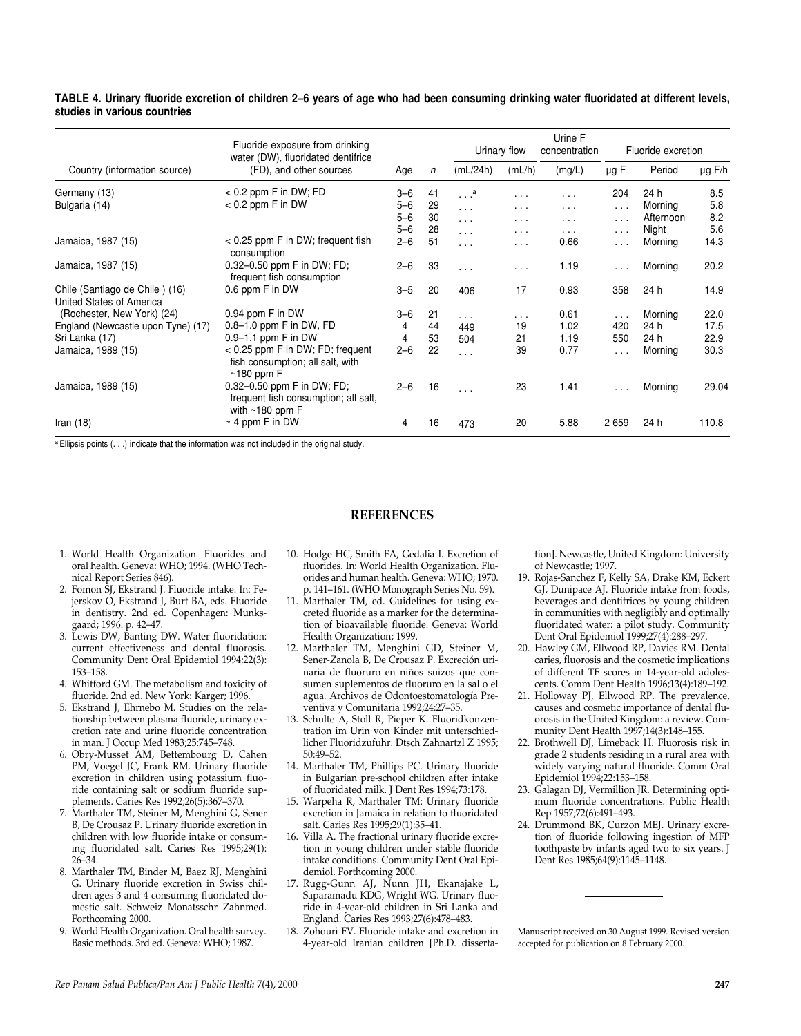**TABLE 4. Urinary fluoride excretion of children 2–6 years of age who had been consuming drinking water fluoridated at different levels, studies in various countries**

| Country (information source) | Fluoride exposure from drinking water (DW), fluoridated dentifrice (FD), and other sources | Age | *n* | Urinary flow | | Urine F concentration | Fluoride excretion | | |
|---|---|---|---|---|---|---|---|---|---|
| | | | | (mL/24h) | (mL/h) | (mg/L) | µg F | Period | µg F/h |
| Germany (13) | < 0.2 ppm F in DW; FD | 3–6 | 41 | . . .[a] | . . . | . . . | 204 | 24 h | 8.5 |
| Bulgaria (14) | < 0.2 ppm F in DW | 5–6 | 29 | . . . | . . . | . . . | . . . | Morning | 5.8 |
| | | 5–6 | 30 | . . . | . . . | . . . | . . . | Afternoon | 8.2 |
| | | 5–6 | 28 | . . . | . . . | . . . | . . . | Night | 5.6 |
| Jamaica, 1987 (15) | < 0.25 ppm F in DW; frequent fish consumption | 2–6 | 51 | . . . | . . . | 0.66 | . . . | Morning | 14.3 |
| Jamaica, 1987 (15) | 0.32–0.50 ppm F in DW; FD; frequent fish consumption | 2–6 | 33 | . . . | . . . | 1.19 | . . . | Morning | 20.2 |
| Chile (Santiago de Chile ) (16) | 0.6 ppm F in DW | 3–5 | 20 | 406 | 17 | 0.93 | 358 | 24 h | 14.9 |
| United States of America (Rochester, New York) (24) | 0.94 ppm F in DW | 3–6 | 21 | . . . | . . . | 0.61 | . . . | Morning | 22.0 |
| England (Newcastle upon Tyne) (17) | 0.8–1.0 ppm F in DW, FD | 4 | 44 | 449 | 19 | 1.02 | 420 | 24 h | 17.5 |
| Sri Lanka (17) | 0.9–1.1 ppm F in DW | 4 | 53 | 504 | 21 | 1.19 | 550 | 24 h | 22.9 |
| Jamaica, 1989 (15) | < 0.25 ppm F in DW; FD; frequent fish consumption; all salt, with ~180 ppm F | 2–6 | 22 | . . . | 39 | 0.77 | . . . | Morning | 30.3 |
| Jamaica, 1989 (15) | 0.32–0.50 ppm F in DW; FD; frequent fish consumption; all salt, with ~180 ppm F | 2–6 | 16 | . . . | 23 | 1.41 | . . . | Morning | 29.04 |
| Iran (18) | ~ 4 ppm F in DW | 4 | 16 | 473 | 20 | 5.88 | 2 659 | 24 h | 110.8 |

[a] Ellipsis points (. . .) indicate that the information was not included in the original study.

## REFERENCES

1. World Health Organization. Fluorides and oral health. Geneva: WHO; 1994. (WHO Technical Report Series 846).
2. Fomon SJ, Ekstrand J. Fluoride intake. In: Fejerskov O, Ekstrand J, Burt BA, eds. Fluoride in dentistry. 2nd ed. Copenhagen: Munksgaard; 1996. p. 42–47.
3. Lewis DW, Banting DW. Water fluoridation: current effectiveness and dental fluorosis. Community Dent Oral Epidemiol 1994;22(3): 153–158.
4. Whitford GM. The metabolism and toxicity of fluoride. 2nd ed. New York: Karger; 1996.
5. Ekstrand J, Ehrnebo M. Studies on the relationship between plasma fluoride, urinary excretion rate and urine fluoride concentration in man. J Occup Med 1983;25:745–748.
6. Obry-Musset AM, Bettembourg D, Cahen PM, Voegel JC, Frank RM. Urinary fluoride excretion in children using potassium fluoride containing salt or sodium fluoride supplements. Caries Res 1992;26(5):367–370.
7. Marthaler TM, Steiner M, Menghini G, Sener B, De Crousaz P. Urinary fluoride excretion in children with low fluoride intake or consuming fluoridated salt. Caries Res 1995;29(1): 26–34.
8. Marthaler TM, Binder M, Baez RJ, Menghini G. Urinary fluoride excretion in Swiss children ages 3 and 4 consuming fluoridated domestic salt. Schweiz Monatsschr Zahnmed. Forthcoming 2000.
9. World Health Organization. Oral health survey. Basic methods. 3rd ed. Geneva: WHO; 1987.
10. Hodge HC, Smith FA, Gedalia I. Excretion of fluorides. In: World Health Organization. Fluorides and human health. Geneva: WHO; 1970. p. 141–161. (WHO Monograph Series No. 59).
11. Marthaler TM, ed. Guidelines for using excreted fluoride as a marker for the determination of bioavailable fluoride. Geneva: World Health Organization; 1999.
12. Marthaler TM, Menghini GD, Steiner M, Sener-Zanola B, De Crousaz P. Excreción urinaria de fluoruro en niños suizos que consumen suplementos de fluoruro en la sal o el agua. Archivos de Odontoestomatología Preventiva y Comunitaria 1992;24:27–35.
13. Schulte A, Stoll R, Pieper K. Fluoridkonzentration im Urin von Kinder mit unterschiedlicher Fluoridzufuhr. Dtsch Zahnartzl Z 1995; 50:49–52.
14. Marthaler TM, Phillips PC. Urinary fluoride in Bulgarian pre-school children after intake of fluoridated milk. J Dent Res 1994;73:178.
15. Warpeha R, Marthaler TM: Urinary fluoride excretion in Jamaica in relation to fluoridated salt. Caries Res 1995;29(1):35–41.
16. Villa A. The fractional urinary fluoride excretion in young children under stable fluoride intake conditions. Community Dent Oral Epidemiol. Forthcoming 2000.
17. Rugg-Gunn AJ, Nunn JH, Ekanajake L, Saparamadu KDG, Wright WG. Urinary fluoride in 4-year-old children in Sri Lanka and England. Caries Res 1993;27(6):478–483.
18. Zohouri FV. Fluoride intake and excretion in 4-year-old Iranian children [Ph.D. dissertation]. Newcastle, United Kingdom: University of Newcastle; 1997.
19. Rojas-Sanchez F, Kelly SA, Drake KM, Eckert GJ, Dunipace AJ. Fluoride intake from foods, beverages and dentifrices by young children in communities with negligibly and optimally fluoridated water: a pilot study. Community Dent Oral Epidemiol 1999;27(4):288–297.
20. Hawley GM, Ellwood RP, Davies RM. Dental caries, fluorosis and the cosmetic implications of different TF scores in 14-year-old adolescents. Comm Dent Health 1996;13(4):189–192.
21. Holloway PJ, Ellwood RP. The prevalence, causes and cosmetic importance of dental fluorosis in the United Kingdom: a review. Community Dent Health 1997;14(3):148–155.
22. Brothwell DJ, Limeback H. Fluorosis risk in grade 2 students residing in a rural area with widely varying natural fluoride. Comm Oral Epidemiol 1994;22:153–158.
23. Galagan DJ, Vermillion JR. Determining optimum fluoride concentrations. Public Health Rep 1957;72(6):491–493.
24. Drummond BK, Curzon MEJ. Urinary excretion of fluoride following ingestion of MFP toothpaste by infants aged two to six years. J Dent Res 1985;64(9):1145–1148.

Manuscript received on 30 August 1999. Revised version accepted for publication on 8 February 2000.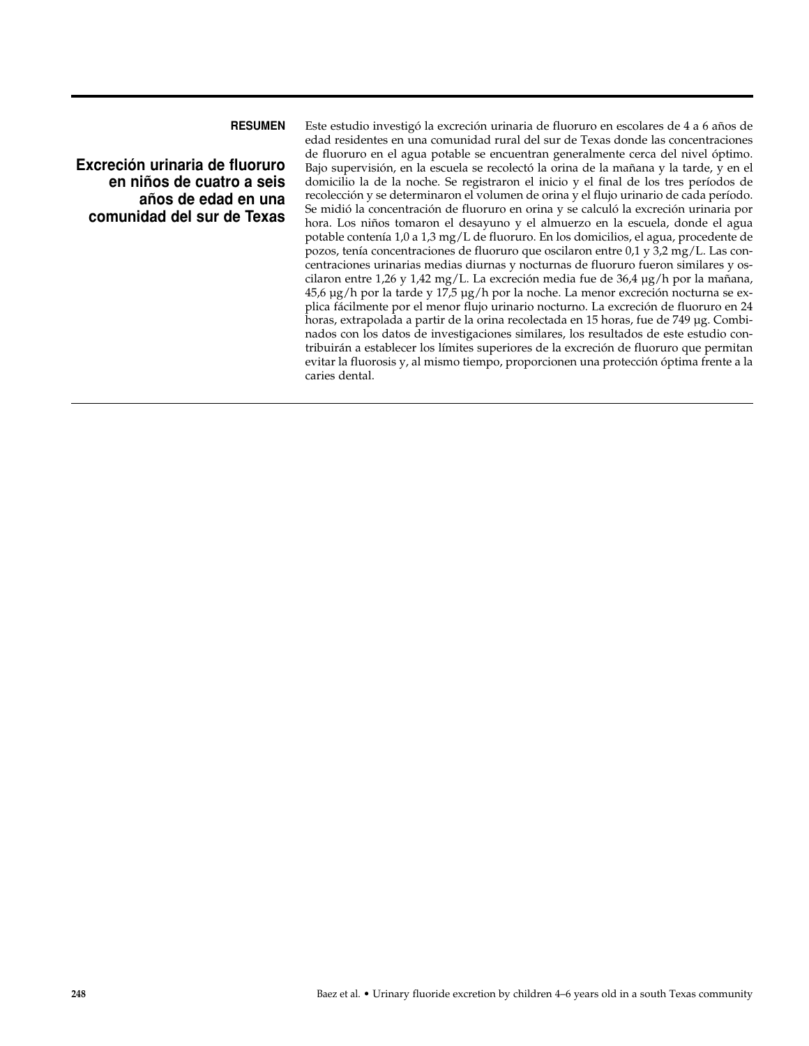## RESUMEN

### Excreción urinaria de fluoruro en niños de cuatro a seis años de edad en una comunidad del sur de Texas

Este estudio investigó la excreción urinaria de fluoruro en escolares de 4 a 6 años de edad residentes en una comunidad rural del sur de Texas donde las concentraciones de fluoruro en el agua potable se encuentran generalmente cerca del nivel óptimo. Bajo supervisión, en la escuela se recolectó la orina de la mañana y la tarde, y en el domicilio la de la noche. Se registraron el inicio y el final de los tres períodos de recolección y se determinaron el volumen de orina y el flujo urinario de cada período. Se midió la concentración de fluoruro en orina y se calculó la excreción urinaria por hora. Los niños tomaron el desayuno y el almuerzo en la escuela, donde el agua potable contenía 1,0 a 1,3 mg/L de fluoruro. En los domicilios, el agua, procedente de pozos, tenía concentraciones de fluoruro que oscilaron entre 0,1 y 3,2 mg/L. Las concentraciones urinarias medias diurnas y nocturnas de fluoruro fueron similares y oscilaron entre 1,26 y 1,42 mg/L. La excreción media fue de 36,4 μg/h por la mañana, 45,6 μg/h por la tarde y 17,5 μg/h por la noche. La menor excreción nocturna se explica fácilmente por el menor flujo urinario nocturno. La excreción de fluoruro en 24 horas, extrapolada a partir de la orina recolectada en 15 horas, fue de 749 μg. Combinados con los datos de investigaciones similares, los resultados de este estudio contribuirán a establecer los límites superiores de la excreción de fluoruro que permitan evitar la fluorosis y, al mismo tiempo, proporcionen una protección óptima frente a la caries dental.